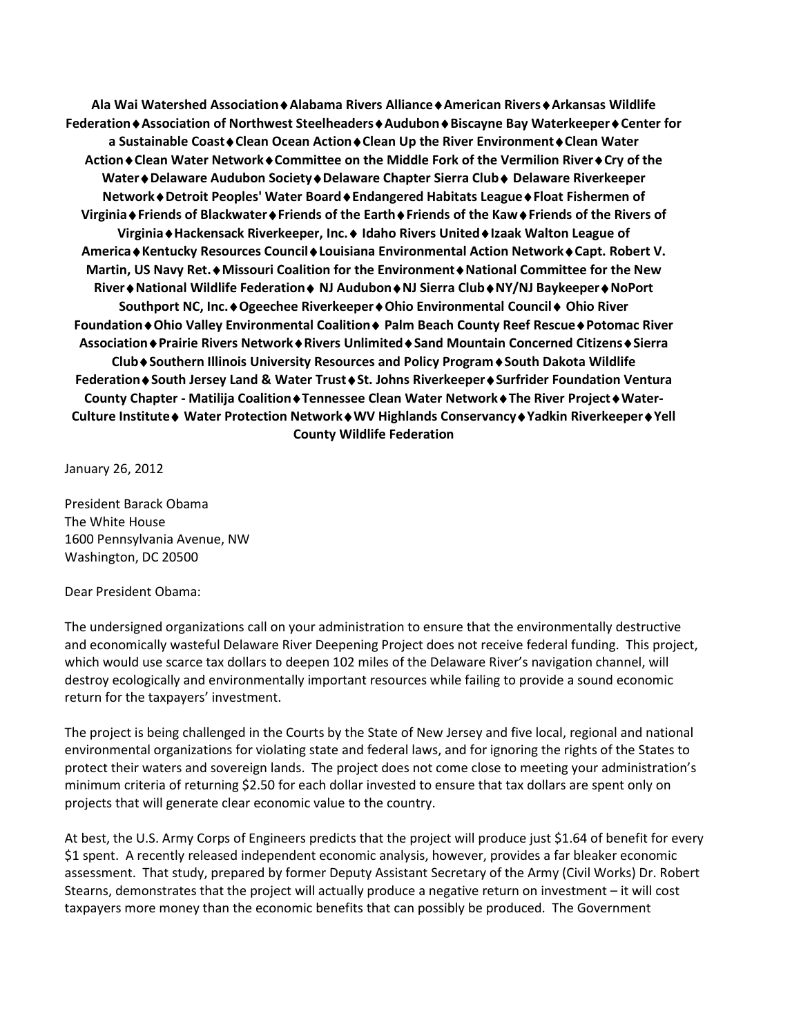**Ala Wai Watershed Association ♦ Alabama Rivers Alliance ♦ American Rivers ♦ Arkansas Wildlife Federation ♦ Association of Northwest Steelheaders ♦ Audubon ♦ Biscayne Bay Waterkeeper ♦ Center for a Sustainable Coast ♦ Clean Ocean Action ♦ Clean Up the River Environment ♦ Clean Water Action ♦ Clean Water Network ♦ Committee on the Middle Fork of the Vermilion River ♦ Cry of the Water ♦ Delaware Audubon Society ♦ Delaware Chapter Sierra Club ♦ Delaware Riverkeeper Network ♦ Detroit Peoples' Water Board ♦ Endangered Habitats League ♦ Float Fishermen of Virginia ♦ Friends of Blackwater ♦ Friends of the Earth ♦ Friends of the Kaw ♦ Friends of the Rivers of Virginia ♦ Hackensack Riverkeeper, Inc. ♦ Idaho Rivers United ♦ Izaak Walton League of America ♦ Kentucky Resources Council ♦ Louisiana Environmental Action Network ♦ Capt. Robert V. Martin, US Navy Ret. ♦ Missouri Coalition for the Environment ♦ National Committee for the New River ♦ National Wildlife Federation ♦ NJ Audubon ♦ NJ Sierra Club ♦ NY/NJ Baykeeper ♦ NoPort Southport NC, Inc. ♦ Ogeechee Riverkeeper ♦ Ohio Environmental Council ♦ Ohio River Foundation ♦ Ohio Valley Environmental Coalition ♦ Palm Beach County Reef Rescue ♦ Potomac River Association ♦ Prairie Rivers Network ♦ Rivers Unlimited ♦ Sand Mountain Concerned Citizens ♦ Sierra Club ♦ Southern Illinois University Resources and Policy Program ♦ South Dakota Wildlife Federation ♦ South Jersey Land & Water Trust ♦ St. Johns Riverkeeper ♦ Surfrider Foundation Ventura County Chapter - Matilija Coalition ♦ Tennessee Clean Water Network ♦ The River Project ♦ Water-Culture Institute ♦ Water Protection Network ♦ WV Highlands Conservancy ♦ Yadkin Riverkeeper ♦ Yell County Wildlife Federation**

January 26, 2012

President Barack Obama
The White House
1600 Pennsylvania Avenue, NW
Washington, DC 20500

Dear President Obama:

The undersigned organizations call on your administration to ensure that the environmentally destructive and economically wasteful Delaware River Deepening Project does not receive federal funding. This project, which would use scarce tax dollars to deepen 102 miles of the Delaware River's navigation channel, will destroy ecologically and environmentally important resources while failing to provide a sound economic return for the taxpayers' investment.

The project is being challenged in the Courts by the State of New Jersey and five local, regional and national environmental organizations for violating state and federal laws, and for ignoring the rights of the States to protect their waters and sovereign lands. The project does not come close to meeting your administration's minimum criteria of returning $2.50 for each dollar invested to ensure that tax dollars are spent only on projects that will generate clear economic value to the country.

At best, the U.S. Army Corps of Engineers predicts that the project will produce just $1.64 of benefit for every $1 spent. A recently released independent economic analysis, however, provides a far bleaker economic assessment. That study, prepared by former Deputy Assistant Secretary of the Army (Civil Works) Dr. Robert Stearns, demonstrates that the project will actually produce a negative return on investment – it will cost taxpayers more money than the economic benefits that can possibly be produced. The Government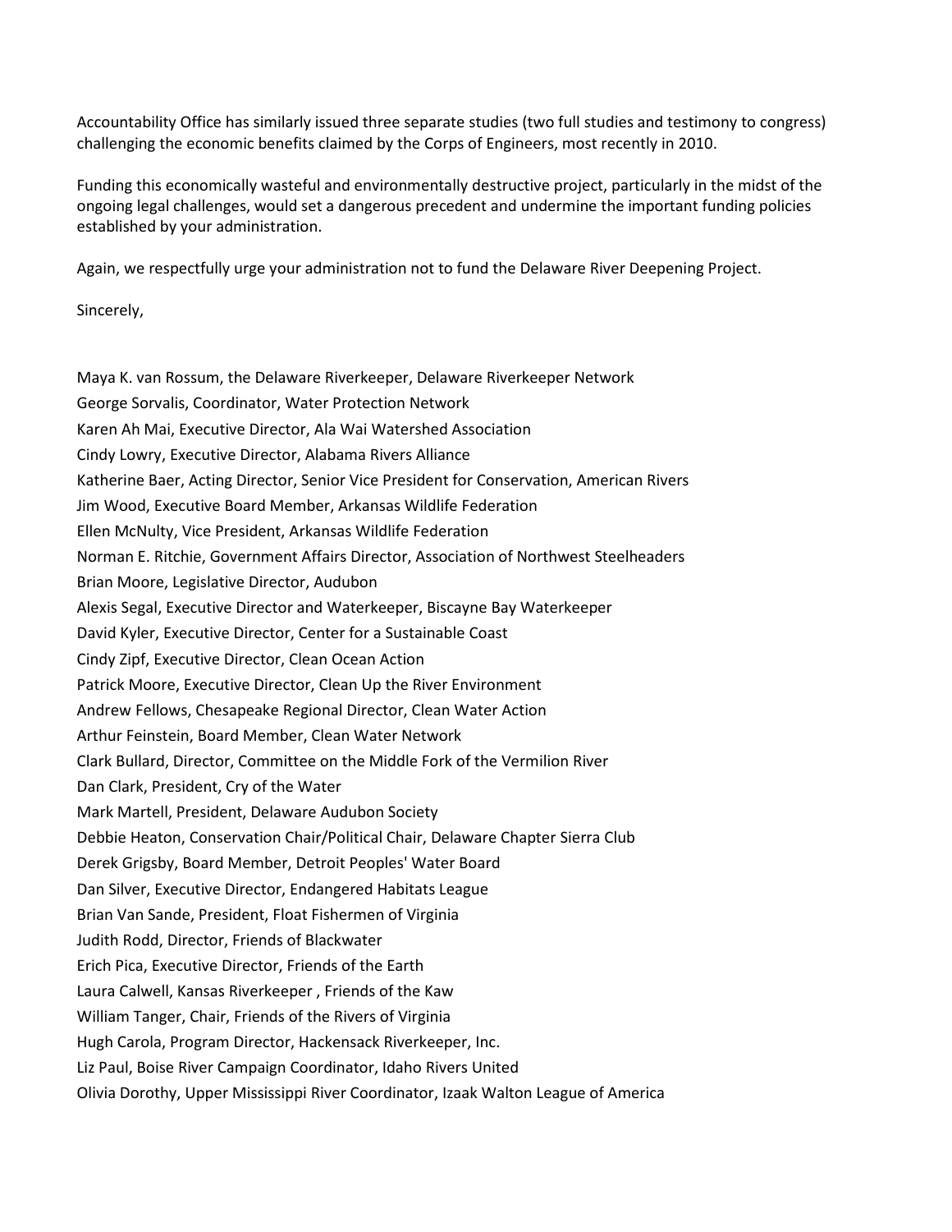Accountability Office has similarly issued three separate studies (two full studies and testimony to congress) challenging the economic benefits claimed by the Corps of Engineers, most recently in 2010.

Funding this economically wasteful and environmentally destructive project, particularly in the midst of the ongoing legal challenges, would set a dangerous precedent and undermine the important funding policies established by your administration.

Again, we respectfully urge your administration not to fund the Delaware River Deepening Project.

Sincerely,

Maya K. van Rossum, the Delaware Riverkeeper, Delaware Riverkeeper Network
George Sorvalis, Coordinator, Water Protection Network
Karen Ah Mai, Executive Director, Ala Wai Watershed Association
Cindy Lowry, Executive Director, Alabama Rivers Alliance
Katherine Baer, Acting Director, Senior Vice President for Conservation, American Rivers
Jim Wood, Executive Board Member, Arkansas Wildlife Federation
Ellen McNulty, Vice President, Arkansas Wildlife Federation
Norman E. Ritchie, Government Affairs Director, Association of Northwest Steelheaders
Brian Moore, Legislative Director, Audubon
Alexis Segal, Executive Director and Waterkeeper, Biscayne Bay Waterkeeper
David Kyler, Executive Director, Center for a Sustainable Coast
Cindy Zipf, Executive Director, Clean Ocean Action
Patrick Moore, Executive Director, Clean Up the River Environment
Andrew Fellows, Chesapeake Regional Director, Clean Water Action
Arthur Feinstein, Board Member, Clean Water Network
Clark Bullard, Director, Committee on the Middle Fork of the Vermilion River
Dan Clark, President, Cry of the Water
Mark Martell, President, Delaware Audubon Society
Debbie Heaton, Conservation Chair/Political Chair, Delaware Chapter Sierra Club
Derek Grigsby, Board Member, Detroit Peoples' Water Board
Dan Silver, Executive Director, Endangered Habitats League
Brian Van Sande, President, Float Fishermen of Virginia
Judith Rodd, Director, Friends of Blackwater
Erich Pica, Executive Director, Friends of the Earth
Laura Calwell, Kansas Riverkeeper , Friends of the Kaw
William Tanger, Chair, Friends of the Rivers of Virginia
Hugh Carola, Program Director, Hackensack Riverkeeper, Inc.
Liz Paul, Boise River Campaign Coordinator, Idaho Rivers United
Olivia Dorothy, Upper Mississippi River Coordinator, Izaak Walton League of America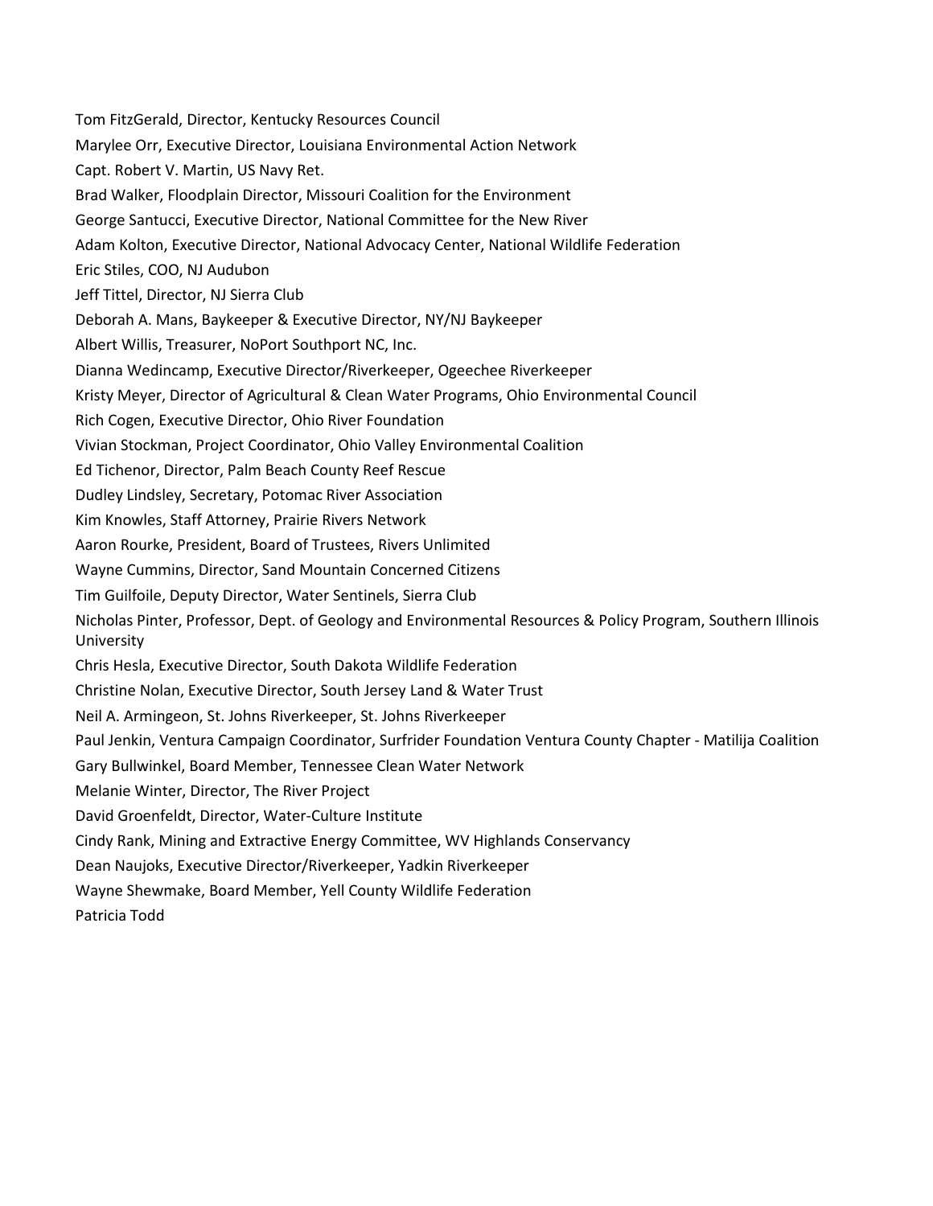Tom FitzGerald, Director, Kentucky Resources Council

Marylee Orr, Executive Director, Louisiana Environmental Action Network

Capt. Robert V. Martin, US Navy Ret.

Brad Walker, Floodplain Director, Missouri Coalition for the Environment

George Santucci, Executive Director, National Committee for the New River

Adam Kolton, Executive Director, National Advocacy Center, National Wildlife Federation

Eric Stiles, COO, NJ Audubon

Jeff Tittel, Director, NJ Sierra Club

Deborah A. Mans, Baykeeper & Executive Director, NY/NJ Baykeeper

Albert Willis, Treasurer, NoPort Southport NC, Inc.

Dianna Wedincamp, Executive Director/Riverkeeper, Ogeechee Riverkeeper

Kristy Meyer, Director of Agricultural & Clean Water Programs, Ohio Environmental Council

Rich Cogen, Executive Director, Ohio River Foundation

Vivian Stockman, Project Coordinator, Ohio Valley Environmental Coalition

Ed Tichenor, Director, Palm Beach County Reef Rescue

Dudley Lindsley, Secretary, Potomac River Association

Kim Knowles, Staff Attorney, Prairie Rivers Network

Aaron Rourke, President, Board of Trustees, Rivers Unlimited

Wayne Cummins, Director, Sand Mountain Concerned Citizens

Tim Guilfoile, Deputy Director, Water Sentinels, Sierra Club

Nicholas Pinter, Professor, Dept. of Geology and Environmental Resources & Policy Program, Southern Illinois University

Chris Hesla, Executive Director, South Dakota Wildlife Federation

Christine Nolan, Executive Director, South Jersey Land & Water Trust

Neil A. Armingeon, St. Johns Riverkeeper, St. Johns Riverkeeper

Paul Jenkin, Ventura Campaign Coordinator, Surfrider Foundation Ventura County Chapter - Matilija Coalition

Gary Bullwinkel, Board Member, Tennessee Clean Water Network

Melanie Winter, Director, The River Project

David Groenfeldt, Director, Water-Culture Institute

Cindy Rank, Mining and Extractive Energy Committee, WV Highlands Conservancy

Dean Naujoks, Executive Director/Riverkeeper, Yadkin Riverkeeper

Wayne Shewmake, Board Member, Yell County Wildlife Federation

Patricia Todd